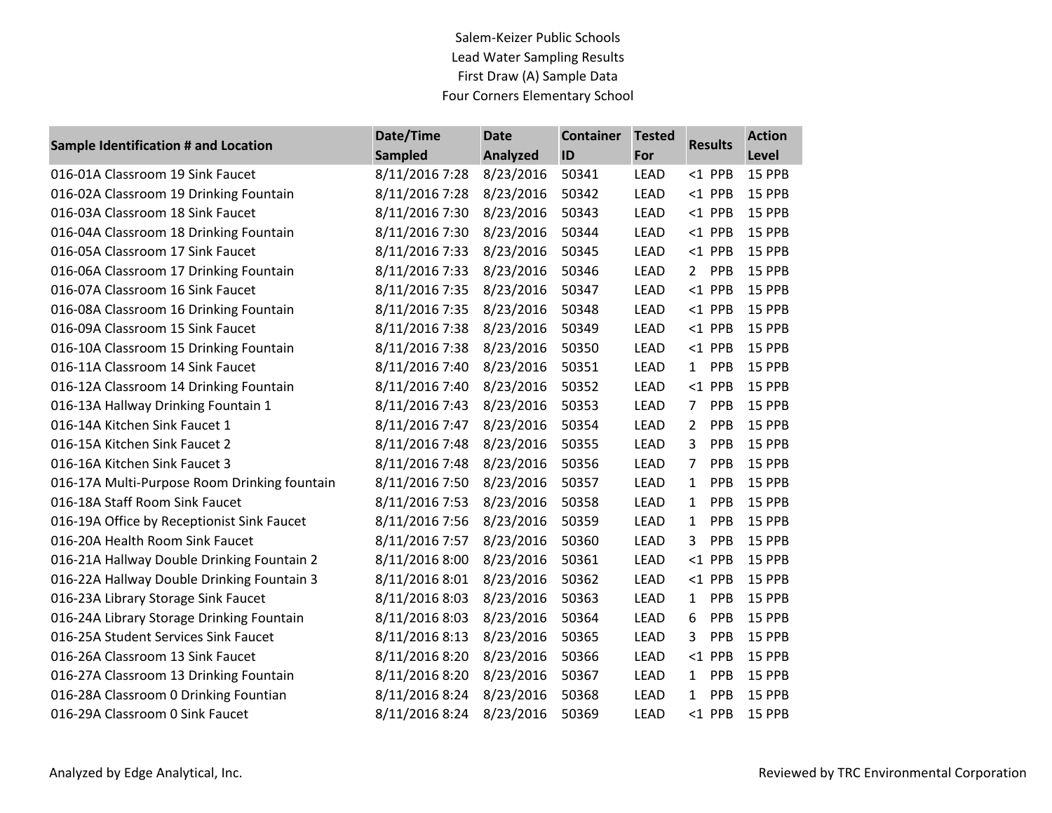Salem-Keizer Public Schools
Lead Water Sampling Results
First Draw (A) Sample Data
Four Corners Elementary School

| Sample Identification # and Location | Date/Time Sampled | Date Analyzed | Container ID | Tested For | Results | Action Level |
|---|---|---|---|---|---|---|
| 016-01A Classroom 19 Sink Faucet | 8/11/2016 7:28 | 8/23/2016 | 50341 | LEAD | <1 PPB | 15 PPB |
| 016-02A Classroom 19 Drinking Fountain | 8/11/2016 7:28 | 8/23/2016 | 50342 | LEAD | <1 PPB | 15 PPB |
| 016-03A Classroom 18 Sink Faucet | 8/11/2016 7:30 | 8/23/2016 | 50343 | LEAD | <1 PPB | 15 PPB |
| 016-04A Classroom 18 Drinking Fountain | 8/11/2016 7:30 | 8/23/2016 | 50344 | LEAD | <1 PPB | 15 PPB |
| 016-05A Classroom 17 Sink Faucet | 8/11/2016 7:33 | 8/23/2016 | 50345 | LEAD | <1 PPB | 15 PPB |
| 016-06A Classroom 17 Drinking Fountain | 8/11/2016 7:33 | 8/23/2016 | 50346 | LEAD | 2 PPB | 15 PPB |
| 016-07A Classroom 16 Sink Faucet | 8/11/2016 7:35 | 8/23/2016 | 50347 | LEAD | <1 PPB | 15 PPB |
| 016-08A Classroom 16 Drinking Fountain | 8/11/2016 7:35 | 8/23/2016 | 50348 | LEAD | <1 PPB | 15 PPB |
| 016-09A Classroom 15 Sink Faucet | 8/11/2016 7:38 | 8/23/2016 | 50349 | LEAD | <1 PPB | 15 PPB |
| 016-10A Classroom 15 Drinking Fountain | 8/11/2016 7:38 | 8/23/2016 | 50350 | LEAD | <1 PPB | 15 PPB |
| 016-11A Classroom 14 Sink Faucet | 8/11/2016 7:40 | 8/23/2016 | 50351 | LEAD | 1 PPB | 15 PPB |
| 016-12A Classroom 14 Drinking Fountain | 8/11/2016 7:40 | 8/23/2016 | 50352 | LEAD | <1 PPB | 15 PPB |
| 016-13A Hallway Drinking Fountain 1 | 8/11/2016 7:43 | 8/23/2016 | 50353 | LEAD | 7 PPB | 15 PPB |
| 016-14A Kitchen Sink Faucet 1 | 8/11/2016 7:47 | 8/23/2016 | 50354 | LEAD | 2 PPB | 15 PPB |
| 016-15A Kitchen Sink Faucet 2 | 8/11/2016 7:48 | 8/23/2016 | 50355 | LEAD | 3 PPB | 15 PPB |
| 016-16A Kitchen Sink Faucet 3 | 8/11/2016 7:48 | 8/23/2016 | 50356 | LEAD | 7 PPB | 15 PPB |
| 016-17A Multi-Purpose Room Drinking fountain | 8/11/2016 7:50 | 8/23/2016 | 50357 | LEAD | 1 PPB | 15 PPB |
| 016-18A Staff Room Sink Faucet | 8/11/2016 7:53 | 8/23/2016 | 50358 | LEAD | 1 PPB | 15 PPB |
| 016-19A Office by Receptionist Sink Faucet | 8/11/2016 7:56 | 8/23/2016 | 50359 | LEAD | 1 PPB | 15 PPB |
| 016-20A Health Room Sink Faucet | 8/11/2016 7:57 | 8/23/2016 | 50360 | LEAD | 3 PPB | 15 PPB |
| 016-21A Hallway Double Drinking Fountain 2 | 8/11/2016 8:00 | 8/23/2016 | 50361 | LEAD | <1 PPB | 15 PPB |
| 016-22A Hallway Double Drinking Fountain 3 | 8/11/2016 8:01 | 8/23/2016 | 50362 | LEAD | <1 PPB | 15 PPB |
| 016-23A Library Storage Sink Faucet | 8/11/2016 8:03 | 8/23/2016 | 50363 | LEAD | 1 PPB | 15 PPB |
| 016-24A Library Storage Drinking Fountain | 8/11/2016 8:03 | 8/23/2016 | 50364 | LEAD | 6 PPB | 15 PPB |
| 016-25A Student Services Sink Faucet | 8/11/2016 8:13 | 8/23/2016 | 50365 | LEAD | 3 PPB | 15 PPB |
| 016-26A Classroom 13 Sink Faucet | 8/11/2016 8:20 | 8/23/2016 | 50366 | LEAD | <1 PPB | 15 PPB |
| 016-27A Classroom 13 Drinking Fountain | 8/11/2016 8:20 | 8/23/2016 | 50367 | LEAD | 1 PPB | 15 PPB |
| 016-28A Classroom 0 Drinking Fountian | 8/11/2016 8:24 | 8/23/2016 | 50368 | LEAD | 1 PPB | 15 PPB |
| 016-29A Classroom 0 Sink Faucet | 8/11/2016 8:24 | 8/23/2016 | 50369 | LEAD | <1 PPB | 15 PPB |

Analyzed by Edge Analytical, Inc.

Reviewed by TRC Environmental Corporation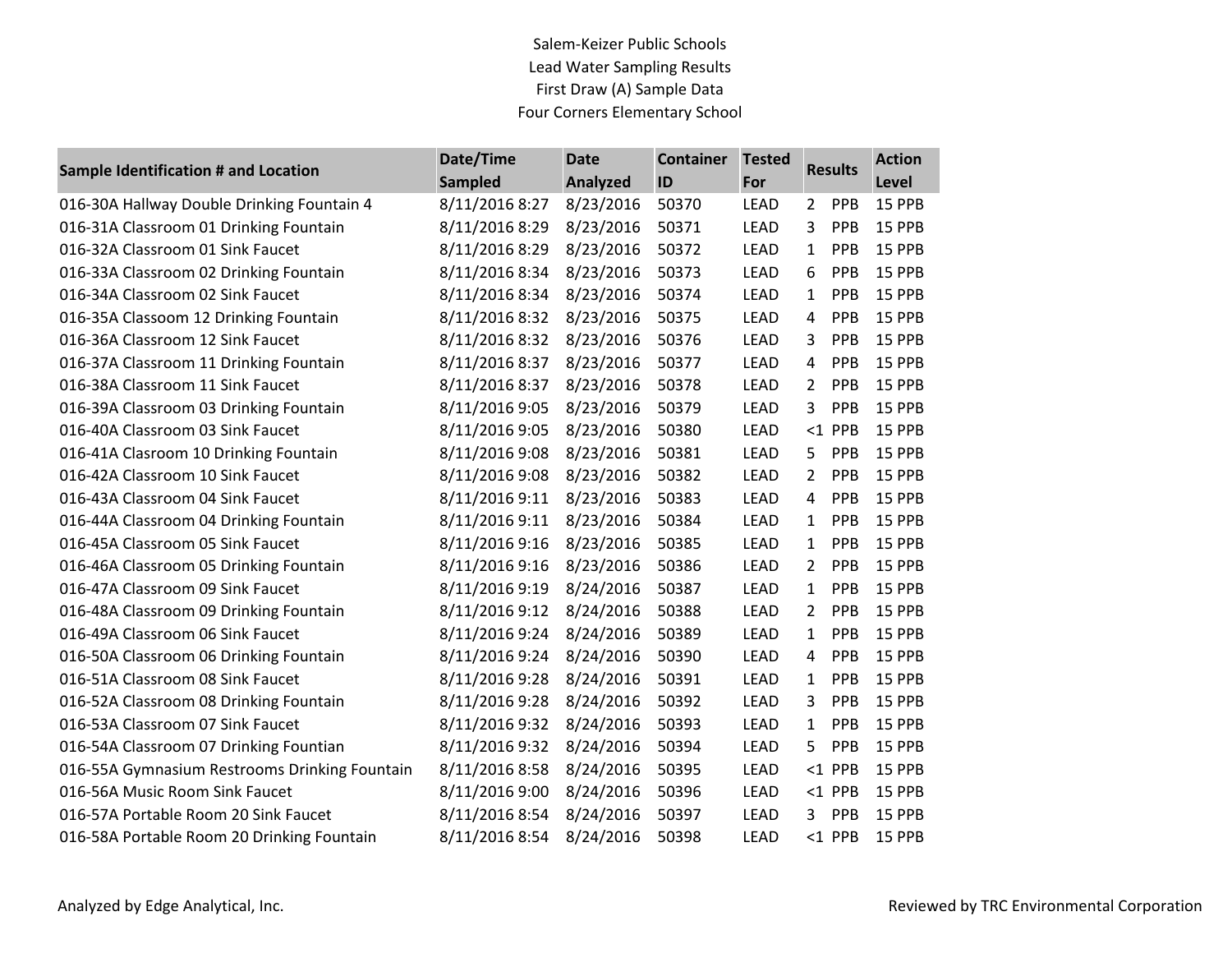Salem-Keizer Public Schools
Lead Water Sampling Results
First Draw (A) Sample Data
Four Corners Elementary School

| Sample Identification # and Location | Date/Time Sampled | Date Analyzed | Container ID | Tested For | Results | Action Level |
|---|---|---|---|---|---|---|
| 016-30A Hallway Double Drinking Fountain 4 | 8/11/2016 8:27 | 8/23/2016 | 50370 | LEAD | 2 PPB | 15 PPB |
| 016-31A Classroom 01 Drinking Fountain | 8/11/2016 8:29 | 8/23/2016 | 50371 | LEAD | 3 PPB | 15 PPB |
| 016-32A Classroom 01 Sink Faucet | 8/11/2016 8:29 | 8/23/2016 | 50372 | LEAD | 1 PPB | 15 PPB |
| 016-33A Classroom 02 Drinking Fountain | 8/11/2016 8:34 | 8/23/2016 | 50373 | LEAD | 6 PPB | 15 PPB |
| 016-34A Classroom 02 Sink Faucet | 8/11/2016 8:34 | 8/23/2016 | 50374 | LEAD | 1 PPB | 15 PPB |
| 016-35A Classoom 12 Drinking Fountain | 8/11/2016 8:32 | 8/23/2016 | 50375 | LEAD | 4 PPB | 15 PPB |
| 016-36A Classroom 12 Sink Faucet | 8/11/2016 8:32 | 8/23/2016 | 50376 | LEAD | 3 PPB | 15 PPB |
| 016-37A Classroom 11 Drinking Fountain | 8/11/2016 8:37 | 8/23/2016 | 50377 | LEAD | 4 PPB | 15 PPB |
| 016-38A Classroom 11 Sink Faucet | 8/11/2016 8:37 | 8/23/2016 | 50378 | LEAD | 2 PPB | 15 PPB |
| 016-39A Classroom 03 Drinking Fountain | 8/11/2016 9:05 | 8/23/2016 | 50379 | LEAD | 3 PPB | 15 PPB |
| 016-40A Classroom 03 Sink Faucet | 8/11/2016 9:05 | 8/23/2016 | 50380 | LEAD | <1 PPB | 15 PPB |
| 016-41A Clasroom 10 Drinking Fountain | 8/11/2016 9:08 | 8/23/2016 | 50381 | LEAD | 5 PPB | 15 PPB |
| 016-42A Classroom 10 Sink Faucet | 8/11/2016 9:08 | 8/23/2016 | 50382 | LEAD | 2 PPB | 15 PPB |
| 016-43A Classroom 04 Sink Faucet | 8/11/2016 9:11 | 8/23/2016 | 50383 | LEAD | 4 PPB | 15 PPB |
| 016-44A Classroom 04 Drinking Fountain | 8/11/2016 9:11 | 8/23/2016 | 50384 | LEAD | 1 PPB | 15 PPB |
| 016-45A Classroom 05 Sink Faucet | 8/11/2016 9:16 | 8/23/2016 | 50385 | LEAD | 1 PPB | 15 PPB |
| 016-46A Classroom 05 Drinking Fountain | 8/11/2016 9:16 | 8/23/2016 | 50386 | LEAD | 2 PPB | 15 PPB |
| 016-47A Classroom 09 Sink Faucet | 8/11/2016 9:19 | 8/24/2016 | 50387 | LEAD | 1 PPB | 15 PPB |
| 016-48A Classroom 09 Drinking Fountain | 8/11/2016 9:12 | 8/24/2016 | 50388 | LEAD | 2 PPB | 15 PPB |
| 016-49A Classroom 06 Sink Faucet | 8/11/2016 9:24 | 8/24/2016 | 50389 | LEAD | 1 PPB | 15 PPB |
| 016-50A Classroom 06 Drinking Fountain | 8/11/2016 9:24 | 8/24/2016 | 50390 | LEAD | 4 PPB | 15 PPB |
| 016-51A Classroom 08 Sink Faucet | 8/11/2016 9:28 | 8/24/2016 | 50391 | LEAD | 1 PPB | 15 PPB |
| 016-52A Classroom 08 Drinking Fountain | 8/11/2016 9:28 | 8/24/2016 | 50392 | LEAD | 3 PPB | 15 PPB |
| 016-53A Classroom 07 Sink Faucet | 8/11/2016 9:32 | 8/24/2016 | 50393 | LEAD | 1 PPB | 15 PPB |
| 016-54A Classroom 07 Drinking Fountian | 8/11/2016 9:32 | 8/24/2016 | 50394 | LEAD | 5 PPB | 15 PPB |
| 016-55A Gymnasium Restrooms Drinking Fountain | 8/11/2016 8:58 | 8/24/2016 | 50395 | LEAD | <1 PPB | 15 PPB |
| 016-56A Music Room Sink Faucet | 8/11/2016 9:00 | 8/24/2016 | 50396 | LEAD | <1 PPB | 15 PPB |
| 016-57A Portable Room 20 Sink Faucet | 8/11/2016 8:54 | 8/24/2016 | 50397 | LEAD | 3 PPB | 15 PPB |
| 016-58A Portable Room 20 Drinking Fountain | 8/11/2016 8:54 | 8/24/2016 | 50398 | LEAD | <1 PPB | 15 PPB |

Analyzed by Edge Analytical, Inc.

Reviewed by TRC Environmental Corporation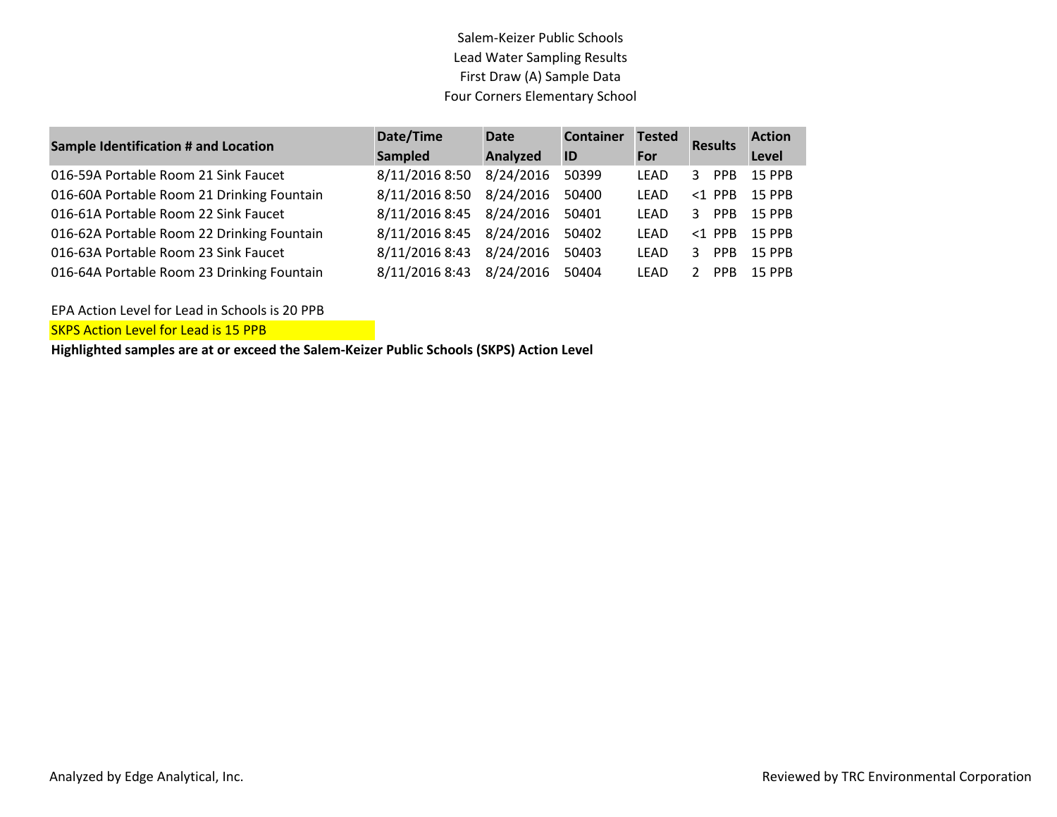Salem-Keizer Public Schools
Lead Water Sampling Results
First Draw (A) Sample Data
Four Corners Elementary School

| Sample Identification # and Location | Date/Time Sampled | Date Analyzed | Container ID | Tested For | Results | Action Level |
|---|---|---|---|---|---|---|
| 016-59A Portable Room 21 Sink Faucet | 8/11/2016 8:50 | 8/24/2016 | 50399 | LEAD | 3 PPB | 15 PPB |
| 016-60A Portable Room 21 Drinking Fountain | 8/11/2016 8:50 | 8/24/2016 | 50400 | LEAD | <1 PPB | 15 PPB |
| 016-61A Portable Room 22 Sink Faucet | 8/11/2016 8:45 | 8/24/2016 | 50401 | LEAD | 3 PPB | 15 PPB |
| 016-62A Portable Room 22 Drinking Fountain | 8/11/2016 8:45 | 8/24/2016 | 50402 | LEAD | <1 PPB | 15 PPB |
| 016-63A Portable Room 23 Sink Faucet | 8/11/2016 8:43 | 8/24/2016 | 50403 | LEAD | 3 PPB | 15 PPB |
| 016-64A Portable Room 23 Drinking Fountain | 8/11/2016 8:43 | 8/24/2016 | 50404 | LEAD | 2 PPB | 15 PPB |

EPA Action Level for Lead in Schools is 20 PPB

SKPS Action Level for Lead is 15 PPB

**Highlighted samples are at or exceed the Salem-Keizer Public Schools (SKPS) Action Level**

Analyzed by Edge Analytical, Inc.

Reviewed by TRC Environmental Corporation